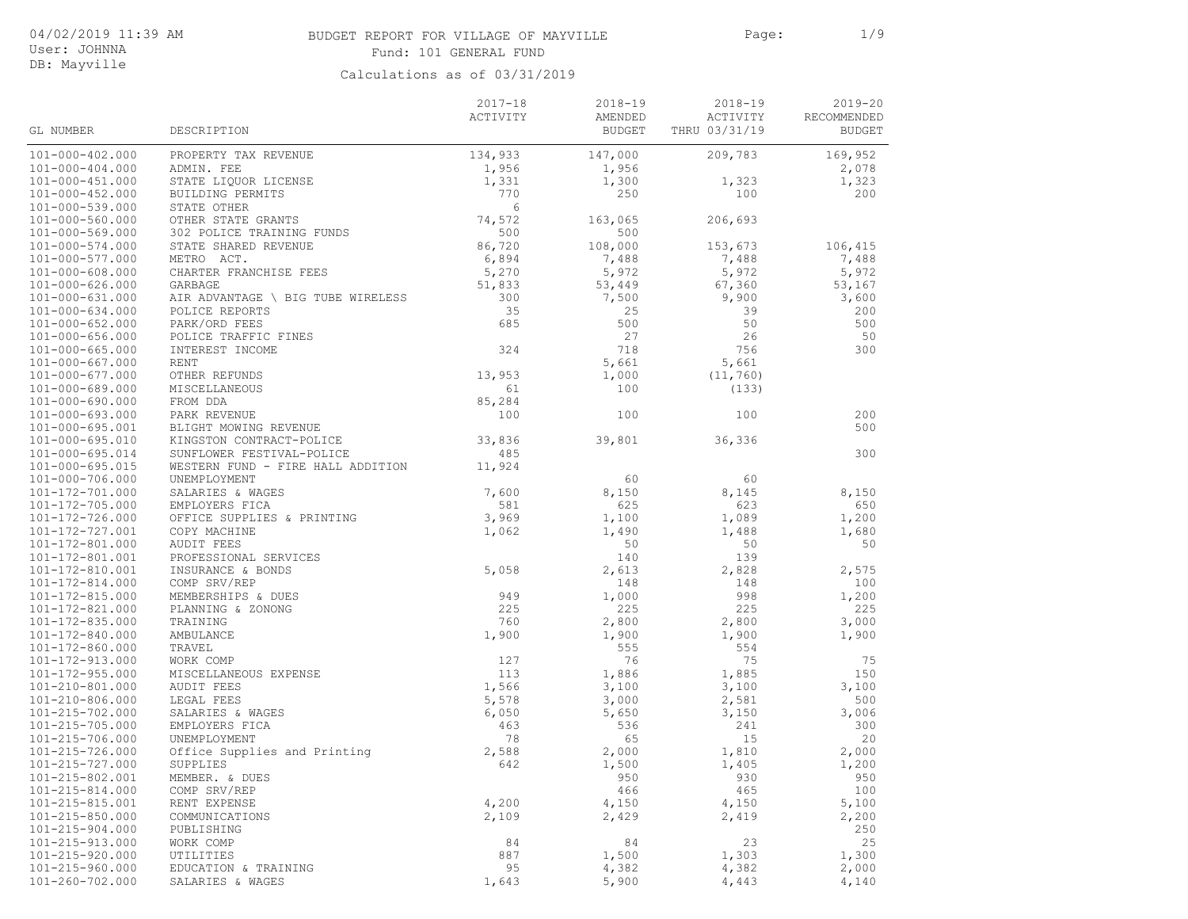04/02/2019 11:39 AM
User: JOHNNA
DB: Mayville

# BUDGET REPORT FOR VILLAGE OF MAYVILLE

## Fund: 101 GENERAL FUND

Calculations as of 03/31/2019

| GL NUMBER | DESCRIPTION | 2017-18 ACTIVITY | 2018-19 AMENDED BUDGET | 2018-19 ACTIVITY THRU 03/31/19 | 2019-20 RECOMMENDED BUDGET |
|---|---|---|---|---|---|
| 101-000-402.000 | PROPERTY TAX REVENUE | 134,933 | 147,000 | 209,783 | 169,952 |
| 101-000-404.000 | ADMIN. FEE | 1,956 | 1,956 | | 2,078 |
| 101-000-451.000 | STATE LIQUOR LICENSE | 1,331 | 1,300 | 1,323 | 1,323 |
| 101-000-452.000 | BUILDING PERMITS | 770 | 250 | 100 | 200 |
| 101-000-539.000 | STATE OTHER | 6 | | | |
| 101-000-560.000 | OTHER STATE GRANTS | 74,572 | 163,065 | 206,693 | |
| 101-000-569.000 | 302 POLICE TRAINING FUNDS | 500 | 500 | | |
| 101-000-574.000 | STATE SHARED REVENUE | 86,720 | 108,000 | 153,673 | 106,415 |
| 101-000-577.000 | METRO ACT. | 6,894 | 7,488 | 7,488 | 7,488 |
| 101-000-608.000 | CHARTER FRANCHISE FEES | 5,270 | 5,972 | 5,972 | 5,972 |
| 101-000-626.000 | GARBAGE | 51,833 | 53,449 | 67,360 | 53,167 |
| 101-000-631.000 | AIR ADVANTAGE \ BIG TUBE WIRELESS | 300 | 7,500 | 9,900 | 3,600 |
| 101-000-634.000 | POLICE REPORTS | 35 | 25 | 39 | 200 |
| 101-000-652.000 | PARK/ORD FEES | 685 | 500 | 50 | 500 |
| 101-000-656.000 | POLICE TRAFFIC FINES | | 27 | 26 | 50 |
| 101-000-665.000 | INTEREST INCOME | 324 | 718 | 756 | 300 |
| 101-000-667.000 | RENT | | 5,661 | 5,661 | |
| 101-000-677.000 | OTHER REFUNDS | 13,953 | 1,000 | (11,760) | |
| 101-000-689.000 | MISCELLANEOUS | 61 | 100 | (133) | |
| 101-000-690.000 | FROM DDA | 85,284 | | | |
| 101-000-693.000 | PARK REVENUE | 100 | 100 | 100 | 200 |
| 101-000-695.001 | BLIGHT MOWING REVENUE | | | | 500 |
| 101-000-695.010 | KINGSTON CONTRACT-POLICE | 33,836 | 39,801 | 36,336 | |
| 101-000-695.014 | SUNFLOWER FESTIVAL-POLICE | 485 | | | 300 |
| 101-000-695.015 | WESTERN FUND - FIRE HALL ADDITION | 11,924 | | | |
| 101-000-706.000 | UNEMPLOYMENT | | 60 | 60 | |
| 101-172-701.000 | SALARIES & WAGES | 7,600 | 8,150 | 8,145 | 8,150 |
| 101-172-705.000 | EMPLOYERS FICA | 581 | 625 | 623 | 650 |
| 101-172-726.000 | OFFICE SUPPLIES & PRINTING | 3,969 | 1,100 | 1,089 | 1,200 |
| 101-172-727.001 | COPY MACHINE | 1,062 | 1,490 | 1,488 | 1,680 |
| 101-172-801.000 | AUDIT FEES | | 50 | 50 | 50 |
| 101-172-801.001 | PROFESSIONAL SERVICES | | 140 | 139 | |
| 101-172-810.001 | INSURANCE & BONDS | 5,058 | 2,613 | 2,828 | 2,575 |
| 101-172-814.000 | COMP SRV/REP | | 148 | 148 | 100 |
| 101-172-815.000 | MEMBERSHIPS & DUES | 949 | 1,000 | 998 | 1,200 |
| 101-172-821.000 | PLANNING & ZONONG | 225 | 225 | 225 | 225 |
| 101-172-835.000 | TRAINING | 760 | 2,800 | 2,800 | 3,000 |
| 101-172-840.000 | AMBULANCE | 1,900 | 1,900 | 1,900 | 1,900 |
| 101-172-860.000 | TRAVEL | | 555 | 554 | |
| 101-172-913.000 | WORK COMP | 127 | 76 | 75 | 75 |
| 101-172-955.000 | MISCELLANEOUS EXPENSE | 113 | 1,886 | 1,885 | 150 |
| 101-210-801.000 | AUDIT FEES | 1,566 | 3,100 | 3,100 | 3,100 |
| 101-210-806.000 | LEGAL FEES | 5,578 | 3,000 | 2,581 | 500 |
| 101-215-702.000 | SALARIES & WAGES | 6,050 | 5,650 | 3,150 | 3,006 |
| 101-215-705.000 | EMPLOYERS FICA | 463 | 536 | 241 | 300 |
| 101-215-706.000 | UNEMPLOYMENT | 78 | 65 | 15 | 20 |
| 101-215-726.000 | Office Supplies and Printing | 2,588 | 2,000 | 1,810 | 2,000 |
| 101-215-727.000 | SUPPLIES | 642 | 1,500 | 1,405 | 1,200 |
| 101-215-802.001 | MEMBER. & DUES | | 950 | 930 | 950 |
| 101-215-814.000 | COMP SRV/REP | | 466 | 465 | 100 |
| 101-215-815.001 | RENT EXPENSE | 4,200 | 4,150 | 4,150 | 5,100 |
| 101-215-850.000 | COMMUNICATIONS | 2,109 | 2,429 | 2,419 | 2,200 |
| 101-215-904.000 | PUBLISHING | | | | 250 |
| 101-215-913.000 | WORK COMP | 84 | 84 | 23 | 25 |
| 101-215-920.000 | UTILITIES | 887 | 1,500 | 1,303 | 1,300 |
| 101-215-960.000 | EDUCATION & TRAINING | 95 | 4,382 | 4,382 | 2,000 |
| 101-260-702.000 | SALARIES & WAGES | 1,643 | 5,900 | 4,443 | 4,140 |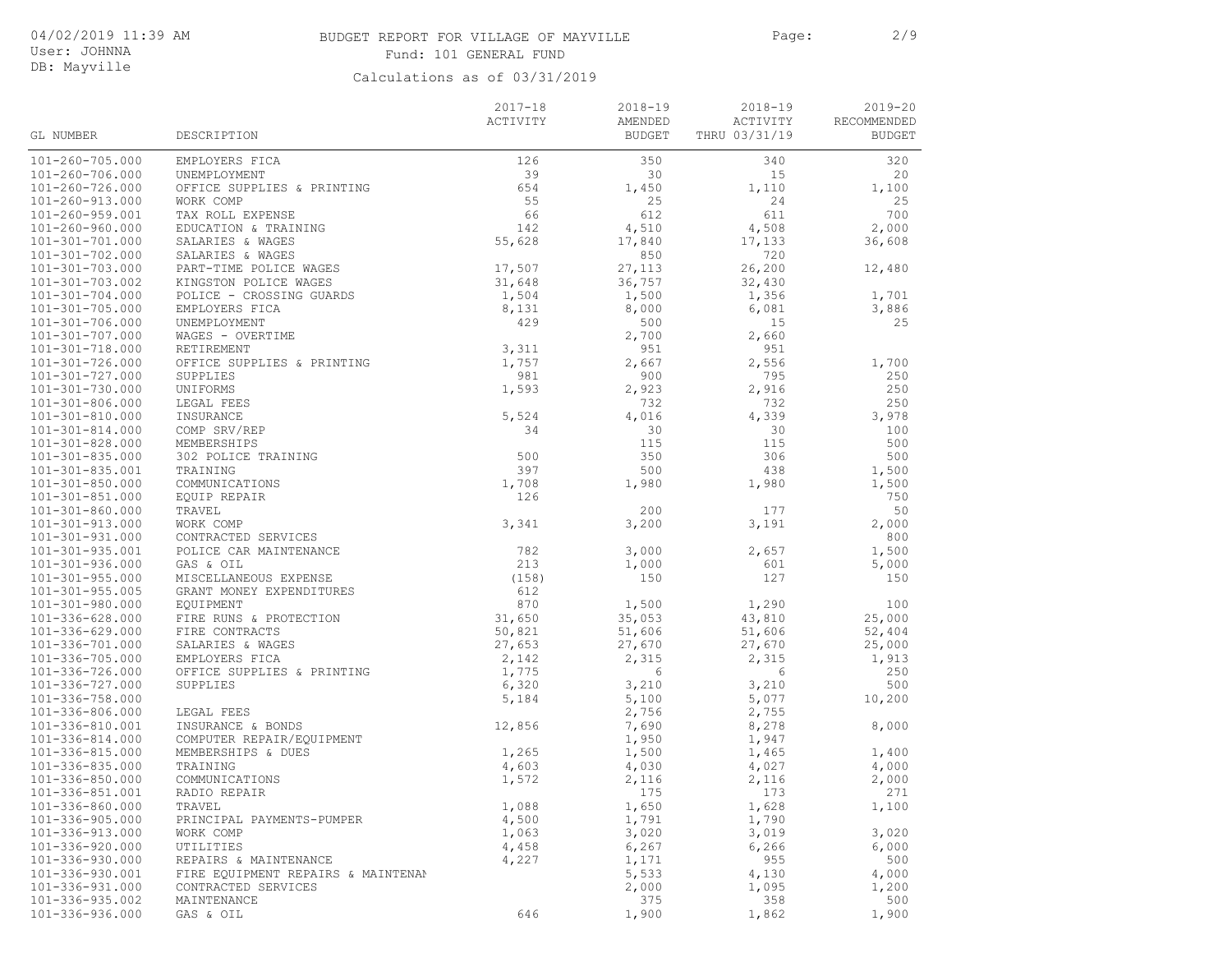BUDGET REPORT FOR VILLAGE OF MAYVILLE

Fund: 101 GENERAL FUND

Calculations as of 03/31/2019

| GL NUMBER | DESCRIPTION | 2017-18 ACTIVITY | 2018-19 AMENDED BUDGET | 2018-19 ACTIVITY THRU 03/31/19 | 2019-20 RECOMMENDED BUDGET |
|---|---|---|---|---|---|
| 101-260-705.000 | EMPLOYERS FICA | 126 | 350 | 340 | 320 |
| 101-260-706.000 | UNEMPLOYMENT | 39 | 30 | 15 | 20 |
| 101-260-726.000 | OFFICE SUPPLIES & PRINTING | 654 | 1,450 | 1,110 | 1,100 |
| 101-260-913.000 | WORK COMP | 55 | 25 | 24 | 25 |
| 101-260-959.001 | TAX ROLL EXPENSE | 66 | 612 | 611 | 700 |
| 101-260-960.000 | EDUCATION & TRAINING | 142 | 4,510 | 4,508 | 2,000 |
| 101-301-701.000 | SALARIES & WAGES | 55,628 | 17,840 | 17,133 | 36,608 |
| 101-301-702.000 | SALARIES & WAGES | | 850 | 720 | |
| 101-301-703.000 | PART-TIME POLICE WAGES | 17,507 | 27,113 | 26,200 | 12,480 |
| 101-301-703.002 | KINGSTON POLICE WAGES | 31,648 | 36,757 | 32,430 | |
| 101-301-704.000 | POLICE - CROSSING GUARDS | 1,504 | 1,500 | 1,356 | 1,701 |
| 101-301-705.000 | EMPLOYERS FICA | 8,131 | 8,000 | 6,081 | 3,886 |
| 101-301-706.000 | UNEMPLOYMENT | 429 | 500 | 15 | 25 |
| 101-301-707.000 | WAGES - OVERTIME | | 2,700 | 2,660 | |
| 101-301-718.000 | RETIREMENT | 3,311 | 951 | 951 | |
| 101-301-726.000 | OFFICE SUPPLIES & PRINTING | 1,757 | 2,667 | 2,556 | 1,700 |
| 101-301-727.000 | SUPPLIES | 981 | 900 | 795 | 250 |
| 101-301-730.000 | UNIFORMS | 1,593 | 2,923 | 2,916 | 250 |
| 101-301-806.000 | LEGAL FEES | | 732 | 732 | 250 |
| 101-301-810.000 | INSURANCE | 5,524 | 4,016 | 4,339 | 3,978 |
| 101-301-814.000 | COMP SRV/REP | 34 | 30 | 30 | 100 |
| 101-301-828.000 | MEMBERSHIPS | | 115 | 115 | 500 |
| 101-301-835.000 | 302 POLICE TRAINING | 500 | 350 | 306 | 500 |
| 101-301-835.001 | TRAINING | 397 | 500 | 438 | 1,500 |
| 101-301-850.000 | COMMUNICATIONS | 1,708 | 1,980 | 1,980 | 1,500 |
| 101-301-851.000 | EQUIP REPAIR | 126 | | | 750 |
| 101-301-860.000 | TRAVEL | | 200 | 177 | 50 |
| 101-301-913.000 | WORK COMP | 3,341 | 3,200 | 3,191 | 2,000 |
| 101-301-931.000 | CONTRACTED SERVICES | | | | 800 |
| 101-301-935.001 | POLICE CAR MAINTENANCE | 782 | 3,000 | 2,657 | 1,500 |
| 101-301-936.000 | GAS & OIL | 213 | 1,000 | 601 | 5,000 |
| 101-301-955.000 | MISCELLANEOUS EXPENSE | (158) | 150 | 127 | 150 |
| 101-301-955.005 | GRANT MONEY EXPENDITURES | 612 | | | |
| 101-301-980.000 | EQUIPMENT | 870 | 1,500 | 1,290 | 100 |
| 101-336-628.000 | FIRE RUNS & PROTECTION | 31,650 | 35,053 | 43,810 | 25,000 |
| 101-336-629.000 | FIRE CONTRACTS | 50,821 | 51,606 | 51,606 | 52,404 |
| 101-336-701.000 | SALARIES & WAGES | 27,653 | 27,670 | 27,670 | 25,000 |
| 101-336-705.000 | EMPLOYERS FICA | 2,142 | 2,315 | 2,315 | 1,913 |
| 101-336-726.000 | OFFICE SUPPLIES & PRINTING | 1,775 | 6 | 6 | 250 |
| 101-336-727.000 | SUPPLIES | 6,320 | 3,210 | 3,210 | 500 |
| 101-336-758.000 | | 5,184 | 5,100 | 5,077 | 10,200 |
| 101-336-806.000 | LEGAL FEES | | 2,756 | 2,755 | |
| 101-336-810.001 | INSURANCE & BONDS | 12,856 | 7,690 | 8,278 | 8,000 |
| 101-336-814.000 | COMPUTER REPAIR/EQUIPMENT | | 1,950 | 1,947 | |
| 101-336-815.000 | MEMBERSHIPS & DUES | 1,265 | 1,500 | 1,465 | 1,400 |
| 101-336-835.000 | TRAINING | 4,603 | 4,030 | 4,027 | 4,000 |
| 101-336-850.000 | COMMUNICATIONS | 1,572 | 2,116 | 2,116 | 2,000 |
| 101-336-851.001 | RADIO REPAIR | | 175 | 173 | 271 |
| 101-336-860.000 | TRAVEL | 1,088 | 1,650 | 1,628 | 1,100 |
| 101-336-905.000 | PRINCIPAL PAYMENTS-PUMPER | 4,500 | 1,791 | 1,790 | |
| 101-336-913.000 | WORK COMP | 1,063 | 3,020 | 3,019 | 3,020 |
| 101-336-920.000 | UTILITIES | 4,458 | 6,267 | 6,266 | 6,000 |
| 101-336-930.000 | REPAIRS & MAINTENANCE | 4,227 | 1,171 | 955 | 500 |
| 101-336-930.001 | FIRE EQUIPMENT REPAIRS & MAINTENAN | | 5,533 | 4,130 | 4,000 |
| 101-336-931.000 | CONTRACTED SERVICES | | 2,000 | 1,095 | 1,200 |
| 101-336-935.002 | MAINTENANCE | | 375 | 358 | 500 |
| 101-336-936.000 | GAS & OIL | 646 | 1,900 | 1,862 | 1,900 |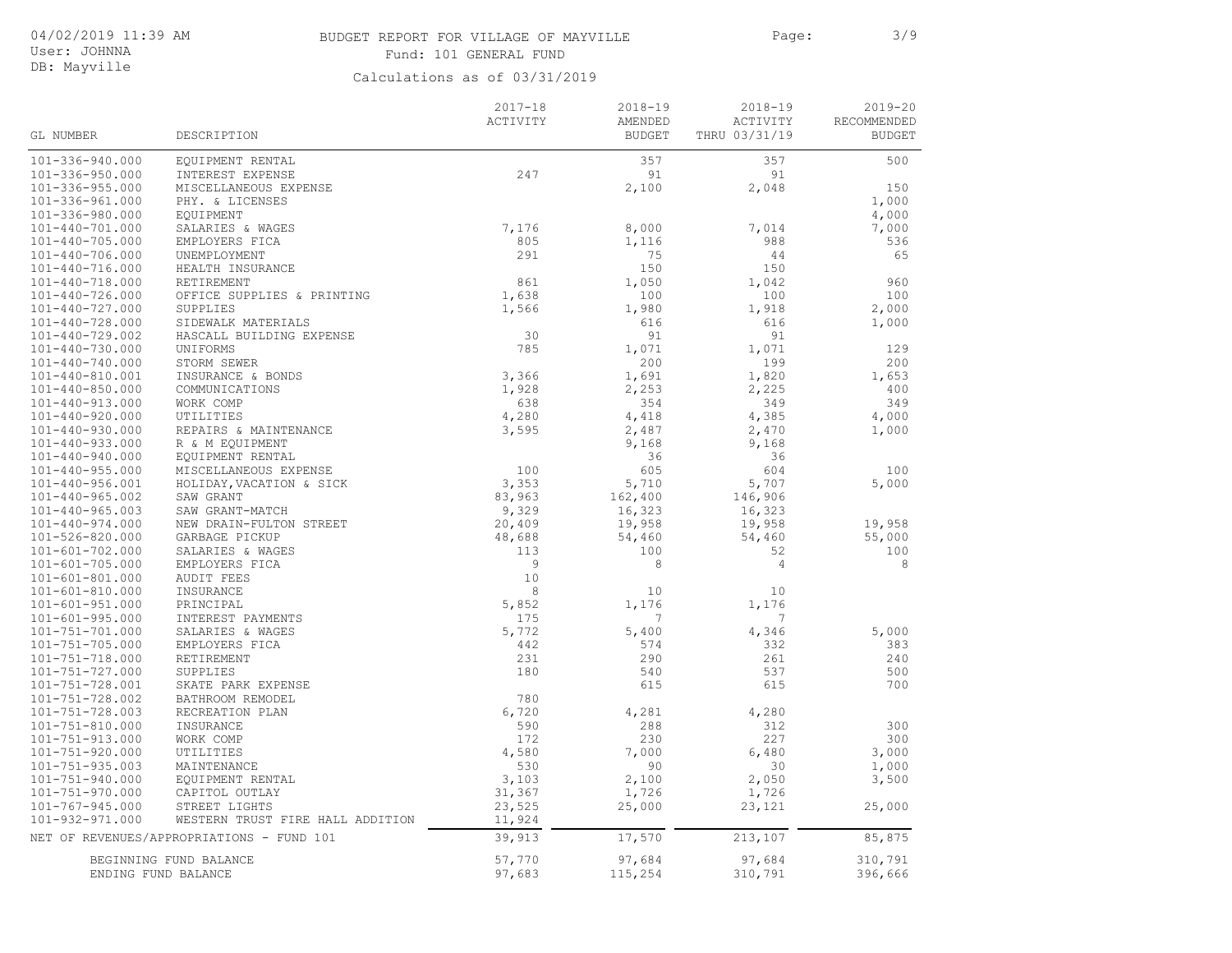# BUDGET REPORT FOR VILLAGE OF MAYVILLE

Fund: 101 GENERAL FUND

Calculations as of 03/31/2019

| GL NUMBER | DESCRIPTION | 2017-18 ACTIVITY | 2018-19 AMENDED BUDGET | 2018-19 ACTIVITY THRU 03/31/19 | 2019-20 RECOMMENDED BUDGET |
|---|---|---|---|---|---|
| 101-336-940.000 | EQUIPMENT RENTAL | | 357 | 357 | 500 |
| 101-336-950.000 | INTEREST EXPENSE | 247 | 91 | 91 | |
| 101-336-955.000 | MISCELLANEOUS EXPENSE | | 2,100 | 2,048 | 150 |
| 101-336-961.000 | PHY. & LICENSES | | | | 1,000 |
| 101-336-980.000 | EQUIPMENT | | | | 4,000 |
| 101-440-701.000 | SALARIES & WAGES | 7,176 | 8,000 | 7,014 | 7,000 |
| 101-440-705.000 | EMPLOYERS FICA | 805 | 1,116 | 988 | 536 |
| 101-440-706.000 | UNEMPLOYMENT | 291 | 75 | 44 | 65 |
| 101-440-716.000 | HEALTH INSURANCE | | 150 | 150 | |
| 101-440-718.000 | RETIREMENT | 861 | 1,050 | 1,042 | 960 |
| 101-440-726.000 | OFFICE SUPPLIES & PRINTING | 1,638 | 100 | 100 | 100 |
| 101-440-727.000 | SUPPLIES | 1,566 | 1,980 | 1,918 | 2,000 |
| 101-440-728.000 | SIDEWALK MATERIALS | | 616 | 616 | 1,000 |
| 101-440-729.002 | HASCALL BUILDING EXPENSE | 30 | 91 | 91 | |
| 101-440-730.000 | UNIFORMS | 785 | 1,071 | 1,071 | 129 |
| 101-440-740.000 | STORM SEWER | | 200 | 199 | 200 |
| 101-440-810.001 | INSURANCE & BONDS | 3,366 | 1,691 | 1,820 | 1,653 |
| 101-440-850.000 | COMMUNICATIONS | 1,928 | 2,253 | 2,225 | 400 |
| 101-440-913.000 | WORK COMP | 638 | 354 | 349 | 349 |
| 101-440-920.000 | UTILITIES | 4,280 | 4,418 | 4,385 | 4,000 |
| 101-440-930.000 | REPAIRS & MAINTENANCE | 3,595 | 2,487 | 2,470 | 1,000 |
| 101-440-933.000 | R & M EQUIPMENT | | 9,168 | 9,168 | |
| 101-440-940.000 | EQUIPMENT RENTAL | | 36 | 36 | |
| 101-440-955.000 | MISCELLANEOUS EXPENSE | 100 | 605 | 604 | 100 |
| 101-440-956.001 | HOLIDAY,VACATION & SICK | 3,353 | 5,710 | 5,707 | 5,000 |
| 101-440-965.002 | SAW GRANT | 83,963 | 162,400 | 146,906 | |
| 101-440-965.003 | SAW GRANT-MATCH | 9,329 | 16,323 | 16,323 | |
| 101-440-974.000 | NEW DRAIN-FULTON STREET | 20,409 | 19,958 | 19,958 | 19,958 |
| 101-526-820.000 | GARBAGE PICKUP | 48,688 | 54,460 | 54,460 | 55,000 |
| 101-601-702.000 | SALARIES & WAGES | 113 | 100 | 52 | 100 |
| 101-601-705.000 | EMPLOYERS FICA | 9 | 8 | 4 | 8 |
| 101-601-801.000 | AUDIT FEES | 10 | | | |
| 101-601-810.000 | INSURANCE | 8 | 10 | 10 | |
| 101-601-951.000 | PRINCIPAL | 5,852 | 1,176 | 1,176 | |
| 101-601-995.000 | INTEREST PAYMENTS | 175 | 7 | 7 | |
| 101-751-701.000 | SALARIES & WAGES | 5,772 | 5,400 | 4,346 | 5,000 |
| 101-751-705.000 | EMPLOYERS FICA | 442 | 574 | 332 | 383 |
| 101-751-718.000 | RETIREMENT | 231 | 290 | 261 | 240 |
| 101-751-727.000 | SUPPLIES | 180 | 540 | 537 | 500 |
| 101-751-728.001 | SKATE PARK EXPENSE | | 615 | 615 | 700 |
| 101-751-728.002 | BATHROOM REMODEL | 780 | | | |
| 101-751-728.003 | RECREATION PLAN | 6,720 | 4,281 | 4,280 | |
| 101-751-810.000 | INSURANCE | 590 | 288 | 312 | 300 |
| 101-751-913.000 | WORK COMP | 172 | 230 | 227 | 300 |
| 101-751-920.000 | UTILITIES | 4,580 | 7,000 | 6,480 | 3,000 |
| 101-751-935.003 | MAINTENANCE | 530 | 90 | 30 | 1,000 |
| 101-751-940.000 | EQUIPMENT RENTAL | 3,103 | 2,100 | 2,050 | 3,500 |
| 101-751-970.000 | CAPITOL OUTLAY | 31,367 | 1,726 | 1,726 | |
| 101-767-945.000 | STREET LIGHTS | 23,525 | 25,000 | 23,121 | 25,000 |
| 101-932-971.000 | WESTERN TRUST FIRE HALL ADDITION | 11,924 | | | |
| NET OF REVENUES/APPROPRIATIONS - FUND 101 | | 39,913 | 17,570 | 213,107 | 85,875 |
| BEGINNING FUND BALANCE | | 57,770 | 97,684 | 97,684 | 310,791 |
| ENDING FUND BALANCE | | 97,683 | 115,254 | 310,791 | 396,666 |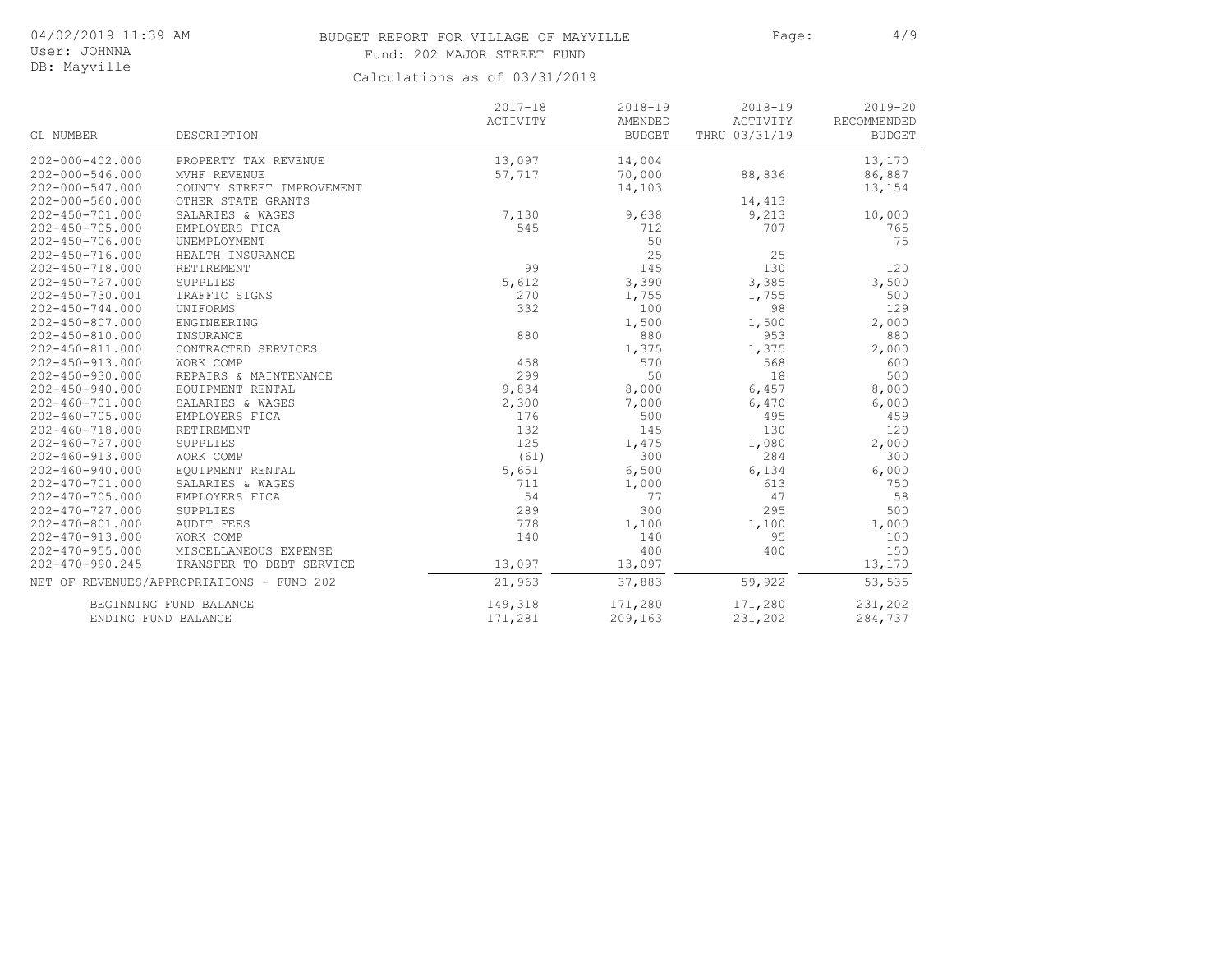# BUDGET REPORT FOR VILLAGE OF MAYVILLE

Fund: 202 MAJOR STREET FUND

Calculations as of 03/31/2019

04/02/2019 11:39 AM
User: JOHNNA
DB: Mayville

| GL NUMBER | DESCRIPTION | 2017-18 ACTIVITY | 2018-19 AMENDED BUDGET | 2018-19 ACTIVITY THRU 03/31/19 | 2019-20 RECOMMENDED BUDGET |
|---|---|---|---|---|---|
| 202-000-402.000 | PROPERTY TAX REVENUE | 13,097 | 14,004 | | 13,170 |
| 202-000-546.000 | MVHF REVENUE | 57,717 | 70,000 | 88,836 | 86,887 |
| 202-000-547.000 | COUNTY STREET IMPROVEMENT | | 14,103 | | 13,154 |
| 202-000-560.000 | OTHER STATE GRANTS | | | 14,413 | |
| 202-450-701.000 | SALARIES & WAGES | 7,130 | 9,638 | 9,213 | 10,000 |
| 202-450-705.000 | EMPLOYERS FICA | 545 | 712 | 707 | 765 |
| 202-450-706.000 | UNEMPLOYMENT | | 50 | | 75 |
| 202-450-716.000 | HEALTH INSURANCE | | 25 | 25 | |
| 202-450-718.000 | RETIREMENT | 99 | 145 | 130 | 120 |
| 202-450-727.000 | SUPPLIES | 5,612 | 3,390 | 3,385 | 3,500 |
| 202-450-730.001 | TRAFFIC SIGNS | 270 | 1,755 | 1,755 | 500 |
| 202-450-744.000 | UNIFORMS | 332 | 100 | 98 | 129 |
| 202-450-807.000 | ENGINEERING | | 1,500 | 1,500 | 2,000 |
| 202-450-810.000 | INSURANCE | 880 | 880 | 953 | 880 |
| 202-450-811.000 | CONTRACTED SERVICES | | 1,375 | 1,375 | 2,000 |
| 202-450-913.000 | WORK COMP | 458 | 570 | 568 | 600 |
| 202-450-930.000 | REPAIRS & MAINTENANCE | 299 | 50 | 18 | 500 |
| 202-450-940.000 | EQUIPMENT RENTAL | 9,834 | 8,000 | 6,457 | 8,000 |
| 202-460-701.000 | SALARIES & WAGES | 2,300 | 7,000 | 6,470 | 6,000 |
| 202-460-705.000 | EMPLOYERS FICA | 176 | 500 | 495 | 459 |
| 202-460-718.000 | RETIREMENT | 132 | 145 | 130 | 120 |
| 202-460-727.000 | SUPPLIES | 125 | 1,475 | 1,080 | 2,000 |
| 202-460-913.000 | WORK COMP | (61) | 300 | 284 | 300 |
| 202-460-940.000 | EQUIPMENT RENTAL | 5,651 | 6,500 | 6,134 | 6,000 |
| 202-470-701.000 | SALARIES & WAGES | 711 | 1,000 | 613 | 750 |
| 202-470-705.000 | EMPLOYERS FICA | 54 | 77 | 47 | 58 |
| 202-470-727.000 | SUPPLIES | 289 | 300 | 295 | 500 |
| 202-470-801.000 | AUDIT FEES | 778 | 1,100 | 1,100 | 1,000 |
| 202-470-913.000 | WORK COMP | 140 | 140 | 95 | 100 |
| 202-470-955.000 | MISCELLANEOUS EXPENSE | | 400 | 400 | 150 |
| 202-470-990.245 | TRANSFER TO DEBT SERVICE | 13,097 | 13,097 | | 13,170 |
| NET OF REVENUES/APPROPRIATIONS - FUND 202 | | 21,963 | 37,883 | 59,922 | 53,535 |
| BEGINNING FUND BALANCE | | 149,318 | 171,280 | 171,280 | 231,202 |
| ENDING FUND BALANCE | | 171,281 | 209,163 | 231,202 | 284,737 |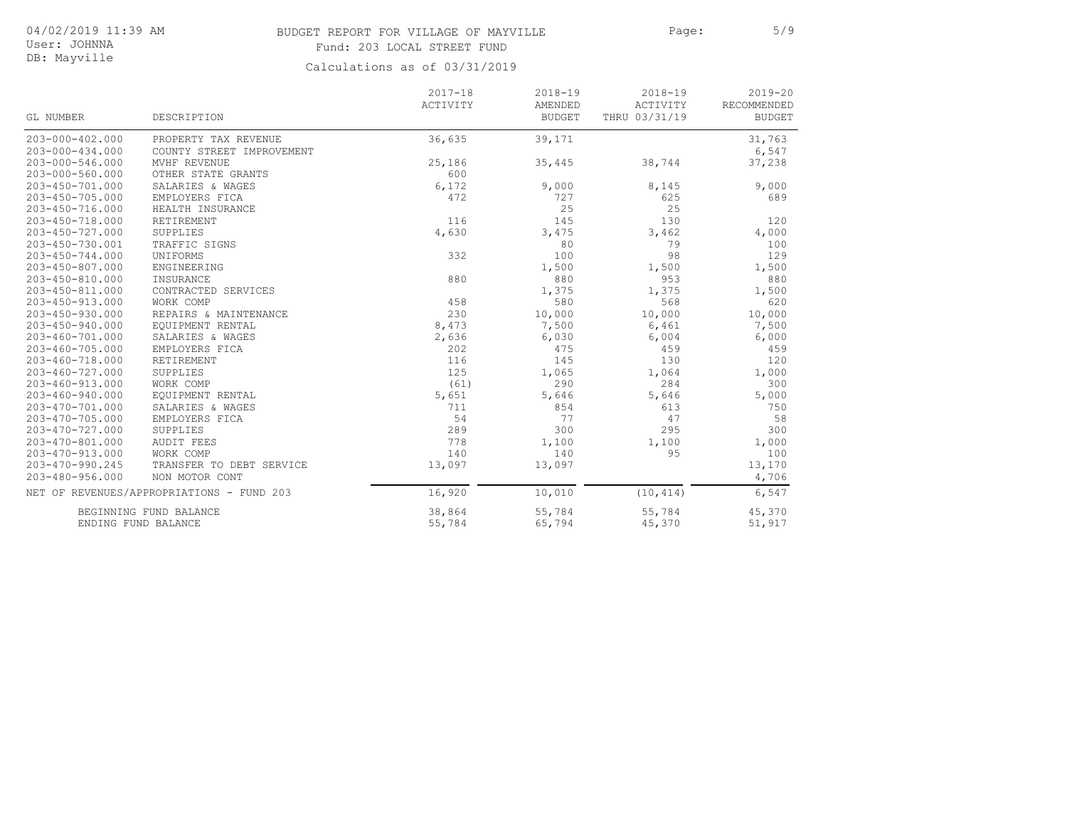# BUDGET REPORT FOR VILLAGE OF MAYVILLE

Fund: 203 LOCAL STREET FUND

Calculations as of 03/31/2019

| GL NUMBER | DESCRIPTION | 2017-18 ACTIVITY | 2018-19 AMENDED BUDGET | 2018-19 ACTIVITY THRU 03/31/19 | 2019-20 RECOMMENDED BUDGET |
|---|---|---|---|---|---|
| 203-000-402.000 | PROPERTY TAX REVENUE | 36,635 | 39,171 | | 31,763 |
| 203-000-434.000 | COUNTY STREET IMPROVEMENT | | | | 6,547 |
| 203-000-546.000 | MVHF REVENUE | 25,186 | 35,445 | 38,744 | 37,238 |
| 203-000-560.000 | OTHER STATE GRANTS | 600 | | | |
| 203-450-701.000 | SALARIES & WAGES | 6,172 | 9,000 | 8,145 | 9,000 |
| 203-450-705.000 | EMPLOYERS FICA | 472 | 727 | 625 | 689 |
| 203-450-716.000 | HEALTH INSURANCE | | 25 | 25 | |
| 203-450-718.000 | RETIREMENT | 116 | 145 | 130 | 120 |
| 203-450-727.000 | SUPPLIES | 4,630 | 3,475 | 3,462 | 4,000 |
| 203-450-730.001 | TRAFFIC SIGNS | | 80 | 79 | 100 |
| 203-450-744.000 | UNIFORMS | 332 | 100 | 98 | 129 |
| 203-450-807.000 | ENGINEERING | | 1,500 | 1,500 | 1,500 |
| 203-450-810.000 | INSURANCE | 880 | 880 | 953 | 880 |
| 203-450-811.000 | CONTRACTED SERVICES | | 1,375 | 1,375 | 1,500 |
| 203-450-913.000 | WORK COMP | 458 | 580 | 568 | 620 |
| 203-450-930.000 | REPAIRS & MAINTENANCE | 230 | 10,000 | 10,000 | 10,000 |
| 203-450-940.000 | EQUIPMENT RENTAL | 8,473 | 7,500 | 6,461 | 7,500 |
| 203-460-701.000 | SALARIES & WAGES | 2,636 | 6,030 | 6,004 | 6,000 |
| 203-460-705.000 | EMPLOYERS FICA | 202 | 475 | 459 | 459 |
| 203-460-718.000 | RETIREMENT | 116 | 145 | 130 | 120 |
| 203-460-727.000 | SUPPLIES | 125 | 1,065 | 1,064 | 1,000 |
| 203-460-913.000 | WORK COMP | (61) | 290 | 284 | 300 |
| 203-460-940.000 | EQUIPMENT RENTAL | 5,651 | 5,646 | 5,646 | 5,000 |
| 203-470-701.000 | SALARIES & WAGES | 711 | 854 | 613 | 750 |
| 203-470-705.000 | EMPLOYERS FICA | 54 | 77 | 47 | 58 |
| 203-470-727.000 | SUPPLIES | 289 | 300 | 295 | 300 |
| 203-470-801.000 | AUDIT FEES | 778 | 1,100 | 1,100 | 1,000 |
| 203-470-913.000 | WORK COMP | 140 | 140 | 95 | 100 |
| 203-470-990.245 | TRANSFER TO DEBT SERVICE | 13,097 | 13,097 | | 13,170 |
| 203-480-956.000 | NON MOTOR CONT | | | | 4,706 |
| NET OF REVENUES/APPROPRIATIONS - FUND 203 | | 16,920 | 10,010 | (10,414) | 6,547 |
| | BEGINNING FUND BALANCE | 38,864 | 55,784 | 55,784 | 45,370 |
| | ENDING FUND BALANCE | 55,784 | 65,794 | 45,370 | 51,917 |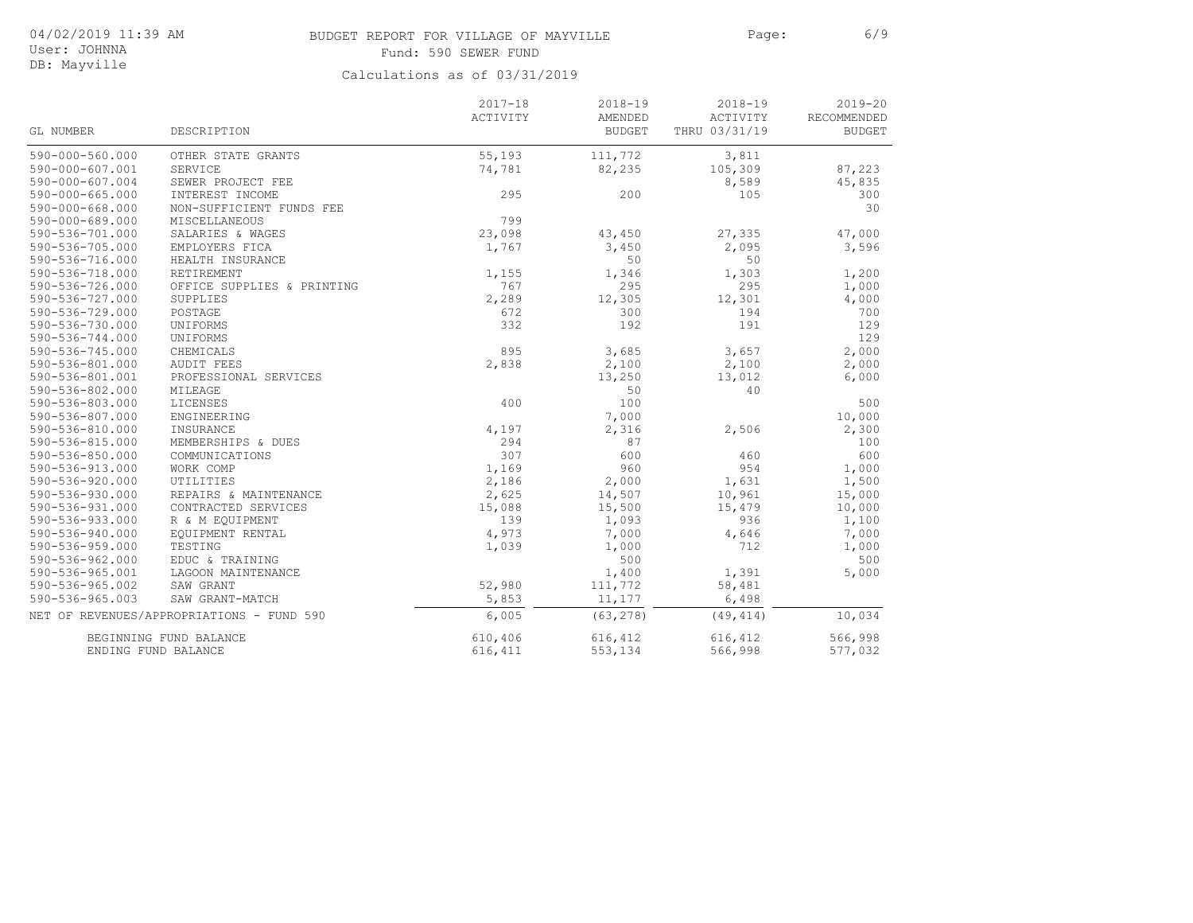# BUDGET REPORT FOR VILLAGE OF MAYVILLE

Fund: 590 SEWER FUND

Calculations as of 03/31/2019

| GL NUMBER | DESCRIPTION | 2017-18 ACTIVITY | 2018-19 AMENDED BUDGET | 2018-19 ACTIVITY THRU 03/31/19 | 2019-20 RECOMMENDED BUDGET |
|---|---|---|---|---|---|
| 590-000-560.000 | OTHER STATE GRANTS | 55,193 | 111,772 | 3,811 | |
| 590-000-607.001 | SERVICE | 74,781 | 82,235 | 105,309 | 87,223 |
| 590-000-607.004 | SEWER PROJECT FEE | | | 8,589 | 45,835 |
| 590-000-665.000 | INTEREST INCOME | 295 | 200 | 105 | 300 |
| 590-000-668.000 | NON-SUFFICIENT FUNDS FEE | | | | 30 |
| 590-000-689.000 | MISCELLANEOUS | 799 | | | |
| 590-536-701.000 | SALARIES & WAGES | 23,098 | 43,450 | 27,335 | 47,000 |
| 590-536-705.000 | EMPLOYERS FICA | 1,767 | 3,450 | 2,095 | 3,596 |
| 590-536-716.000 | HEALTH INSURANCE | | 50 | 50 | |
| 590-536-718.000 | RETIREMENT | 1,155 | 1,346 | 1,303 | 1,200 |
| 590-536-726.000 | OFFICE SUPPLIES & PRINTING | 767 | 295 | 295 | 1,000 |
| 590-536-727.000 | SUPPLIES | 2,289 | 12,305 | 12,301 | 4,000 |
| 590-536-729.000 | POSTAGE | 672 | 300 | 194 | 700 |
| 590-536-730.000 | UNIFORMS | 332 | 192 | 191 | 129 |
| 590-536-744.000 | UNIFORMS | | | | 129 |
| 590-536-745.000 | CHEMICALS | 895 | 3,685 | 3,657 | 2,000 |
| 590-536-801.000 | AUDIT FEES | 2,838 | 2,100 | 2,100 | 2,000 |
| 590-536-801.001 | PROFESSIONAL SERVICES | | 13,250 | 13,012 | 6,000 |
| 590-536-802.000 | MILEAGE | | 50 | 40 | |
| 590-536-803.000 | LICENSES | 400 | 100 | | 500 |
| 590-536-807.000 | ENGINEERING | | 7,000 | | 10,000 |
| 590-536-810.000 | INSURANCE | 4,197 | 2,316 | 2,506 | 2,300 |
| 590-536-815.000 | MEMBERSHIPS & DUES | 294 | 87 | | 100 |
| 590-536-850.000 | COMMUNICATIONS | 307 | 600 | 460 | 600 |
| 590-536-913.000 | WORK COMP | 1,169 | 960 | 954 | 1,000 |
| 590-536-920.000 | UTILITIES | 2,186 | 2,000 | 1,631 | 1,500 |
| 590-536-930.000 | REPAIRS & MAINTENANCE | 2,625 | 14,507 | 10,961 | 15,000 |
| 590-536-931.000 | CONTRACTED SERVICES | 15,088 | 15,500 | 15,479 | 10,000 |
| 590-536-933.000 | R & M EQUIPMENT | 139 | 1,093 | 936 | 1,100 |
| 590-536-940.000 | EQUIPMENT RENTAL | 4,973 | 7,000 | 4,646 | 7,000 |
| 590-536-959.000 | TESTING | 1,039 | 1,000 | 712 | 1,000 |
| 590-536-962.000 | EDUC & TRAINING | | 500 | | 500 |
| 590-536-965.001 | LAGOON MAINTENANCE | | 1,400 | 1,391 | 5,000 |
| 590-536-965.002 | SAW GRANT | 52,980 | 111,772 | 58,481 | |
| 590-536-965.003 | SAW GRANT-MATCH | 5,853 | 11,177 | 6,498 | |
| NET OF REVENUES/APPROPRIATIONS - FUND 590 | | 6,005 | (63,278) | (49,414) | 10,034 |
| | BEGINNING FUND BALANCE | 610,406 | 616,412 | 616,412 | 566,998 |
| | ENDING FUND BALANCE | 616,411 | 553,134 | 566,998 | 577,032 |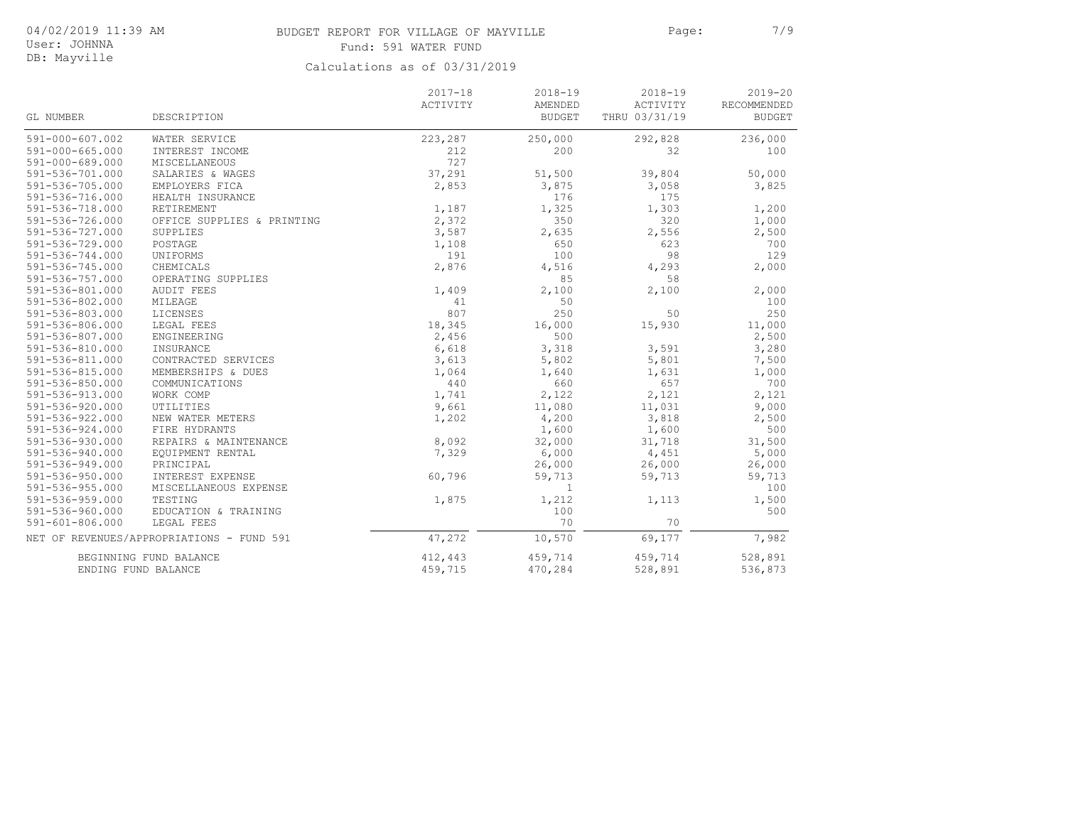# BUDGET REPORT FOR VILLAGE OF MAYVILLE

Fund: 591 WATER FUND

Calculations as of 03/31/2019

| GL NUMBER | DESCRIPTION | 2017-18 ACTIVITY | 2018-19 AMENDED BUDGET | 2018-19 ACTIVITY THRU 03/31/19 | 2019-20 RECOMMENDED BUDGET |
|---|---|---|---|---|---|
| 591-000-607.002 | WATER SERVICE | 223,287 | 250,000 | 292,828 | 236,000 |
| 591-000-665.000 | INTEREST INCOME | 212 | 200 | 32 | 100 |
| 591-000-689.000 | MISCELLANEOUS | 727 | | | |
| 591-536-701.000 | SALARIES & WAGES | 37,291 | 51,500 | 39,804 | 50,000 |
| 591-536-705.000 | EMPLOYERS FICA | 2,853 | 3,875 | 3,058 | 3,825 |
| 591-536-716.000 | HEALTH INSURANCE | | 176 | 175 | |
| 591-536-718.000 | RETIREMENT | 1,187 | 1,325 | 1,303 | 1,200 |
| 591-536-726.000 | OFFICE SUPPLIES & PRINTING | 2,372 | 350 | 320 | 1,000 |
| 591-536-727.000 | SUPPLIES | 3,587 | 2,635 | 2,556 | 2,500 |
| 591-536-729.000 | POSTAGE | 1,108 | 650 | 623 | 700 |
| 591-536-744.000 | UNIFORMS | 191 | 100 | 98 | 129 |
| 591-536-745.000 | CHEMICALS | 2,876 | 4,516 | 4,293 | 2,000 |
| 591-536-757.000 | OPERATING SUPPLIES | | 85 | 58 | |
| 591-536-801.000 | AUDIT FEES | 1,409 | 2,100 | 2,100 | 2,000 |
| 591-536-802.000 | MILEAGE | 41 | 50 | | 100 |
| 591-536-803.000 | LICENSES | 807 | 250 | 50 | 250 |
| 591-536-806.000 | LEGAL FEES | 18,345 | 16,000 | 15,930 | 11,000 |
| 591-536-807.000 | ENGINEERING | 2,456 | 500 | | 2,500 |
| 591-536-810.000 | INSURANCE | 6,618 | 3,318 | 3,591 | 3,280 |
| 591-536-811.000 | CONTRACTED SERVICES | 3,613 | 5,802 | 5,801 | 7,500 |
| 591-536-815.000 | MEMBERSHIPS & DUES | 1,064 | 1,640 | 1,631 | 1,000 |
| 591-536-850.000 | COMMUNICATIONS | 440 | 660 | 657 | 700 |
| 591-536-913.000 | WORK COMP | 1,741 | 2,122 | 2,121 | 2,121 |
| 591-536-920.000 | UTILITIES | 9,661 | 11,080 | 11,031 | 9,000 |
| 591-536-922.000 | NEW WATER METERS | 1,202 | 4,200 | 3,818 | 2,500 |
| 591-536-924.000 | FIRE HYDRANTS | | 1,600 | 1,600 | 500 |
| 591-536-930.000 | REPAIRS & MAINTENANCE | 8,092 | 32,000 | 31,718 | 31,500 |
| 591-536-940.000 | EQUIPMENT RENTAL | 7,329 | 6,000 | 4,451 | 5,000 |
| 591-536-949.000 | PRINCIPAL | | 26,000 | 26,000 | 26,000 |
| 591-536-950.000 | INTEREST EXPENSE | 60,796 | 59,713 | 59,713 | 59,713 |
| 591-536-955.000 | MISCELLANEOUS EXPENSE | | 1 | | 100 |
| 591-536-959.000 | TESTING | 1,875 | 1,212 | 1,113 | 1,500 |
| 591-536-960.000 | EDUCATION & TRAINING | | 100 | | 500 |
| 591-601-806.000 | LEGAL FEES | | 70 | 70 | |
| NET OF REVENUES/APPROPRIATIONS - FUND 591 | | 47,272 | 10,570 | 69,177 | 7,982 |
| BEGINNING FUND BALANCE | | 412,443 | 459,714 | 459,714 | 528,891 |
| ENDING FUND BALANCE | | 459,715 | 470,284 | 528,891 | 536,873 |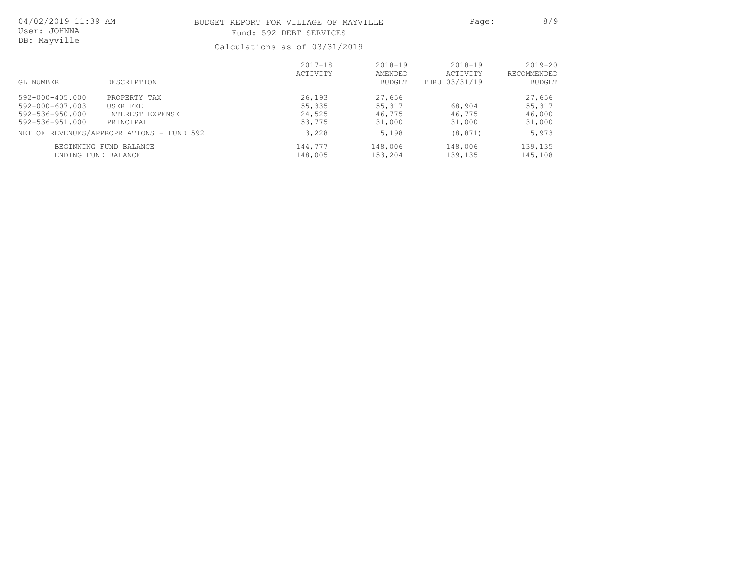04/02/2019 11:39 AM
User: JOHNNA
DB: Mayville

# BUDGET REPORT FOR VILLAGE OF MAYVILLE

## Fund: 592 DEBT SERVICES

### Calculations as of 03/31/2019

| GL NUMBER | DESCRIPTION | 2017-18 ACTIVITY | 2018-19 AMENDED BUDGET | 2018-19 ACTIVITY THRU 03/31/19 | 2019-20 RECOMMENDED BUDGET |
|---|---|---|---|---|---|
| 592-000-405.000 | PROPERTY TAX | 26,193 | 27,656 | | 27,656 |
| 592-000-607.003 | USER FEE | 55,335 | 55,317 | 68,904 | 55,317 |
| 592-536-950.000 | INTEREST EXPENSE | 24,525 | 46,775 | 46,775 | 46,000 |
| 592-536-951.000 | PRINCIPAL | 53,775 | 31,000 | 31,000 | 31,000 |
| NET OF REVENUES/APPROPRIATIONS - FUND 592 | | 3,228 | 5,198 | (8,871) | 5,973 |
| BEGINNING FUND BALANCE | | 144,777 | 148,006 | 148,006 | 139,135 |
| ENDING FUND BALANCE | | 148,005 | 153,204 | 139,135 | 145,108 |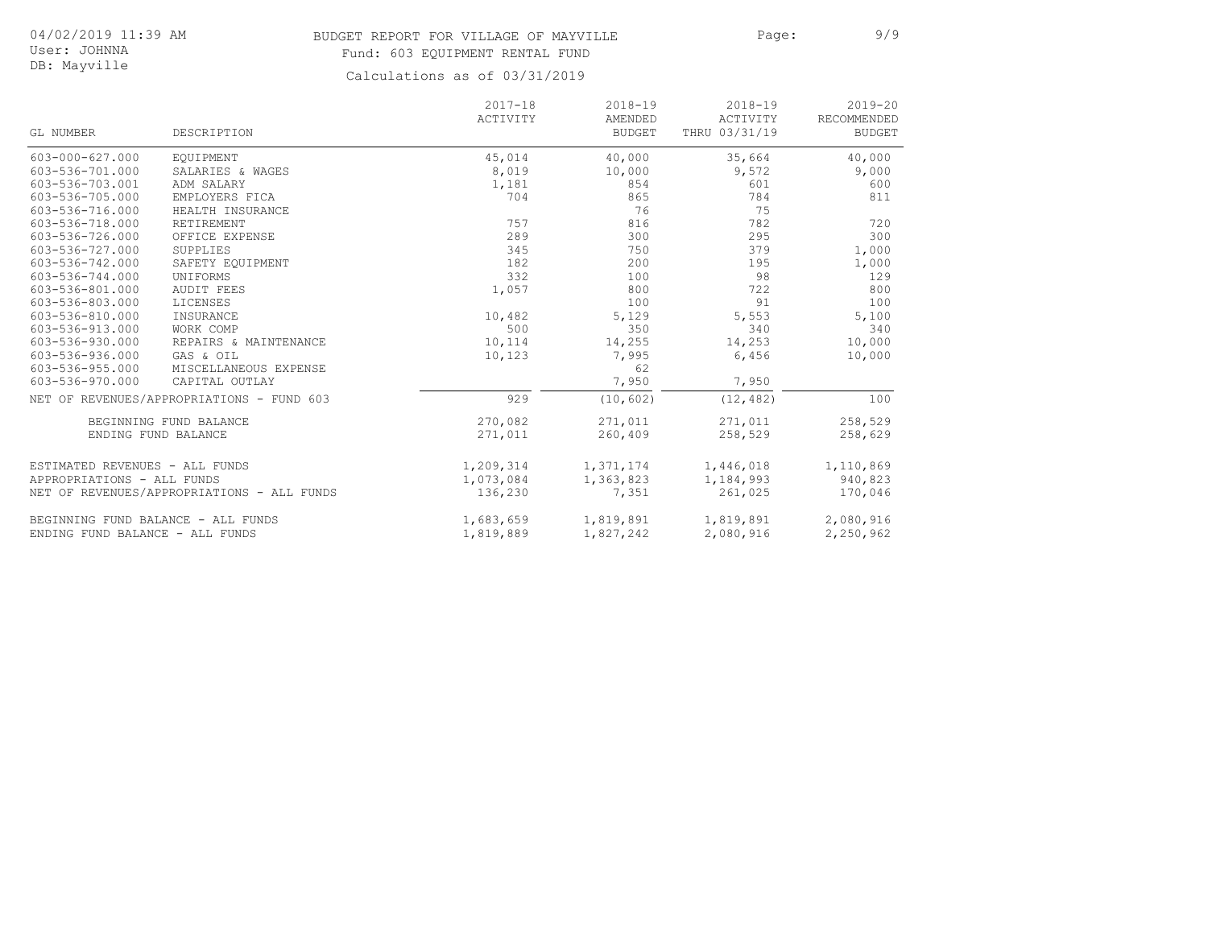# BUDGET REPORT FOR VILLAGE OF MAYVILLE

Fund: 603 EQUIPMENT RENTAL FUND

Calculations as of 03/31/2019

04/02/2019 11:39 AM
User: JOHNNA
DB: Mayville

| GL NUMBER | DESCRIPTION | 2017-18 ACTIVITY | 2018-19 AMENDED BUDGET | 2018-19 ACTIVITY THRU 03/31/19 | 2019-20 RECOMMENDED BUDGET |
|---|---|---|---|---|---|
| 603-000-627.000 | EQUIPMENT | 45,014 | 40,000 | 35,664 | 40,000 |
| 603-536-701.000 | SALARIES & WAGES | 8,019 | 10,000 | 9,572 | 9,000 |
| 603-536-703.001 | ADM SALARY | 1,181 | 854 | 601 | 600 |
| 603-536-705.000 | EMPLOYERS FICA | 704 | 865 | 784 | 811 |
| 603-536-716.000 | HEALTH INSURANCE | | 76 | 75 | |
| 603-536-718.000 | RETIREMENT | 757 | 816 | 782 | 720 |
| 603-536-726.000 | OFFICE EXPENSE | 289 | 300 | 295 | 300 |
| 603-536-727.000 | SUPPLIES | 345 | 750 | 379 | 1,000 |
| 603-536-742.000 | SAFETY EQUIPMENT | 182 | 200 | 195 | 1,000 |
| 603-536-744.000 | UNIFORMS | 332 | 100 | 98 | 129 |
| 603-536-801.000 | AUDIT FEES | 1,057 | 800 | 722 | 800 |
| 603-536-803.000 | LICENSES | | 100 | 91 | 100 |
| 603-536-810.000 | INSURANCE | 10,482 | 5,129 | 5,553 | 5,100 |
| 603-536-913.000 | WORK COMP | 500 | 350 | 340 | 340 |
| 603-536-930.000 | REPAIRS & MAINTENANCE | 10,114 | 14,255 | 14,253 | 10,000 |
| 603-536-936.000 | GAS & OIL | 10,123 | 7,995 | 6,456 | 10,000 |
| 603-536-955.000 | MISCELLANEOUS EXPENSE | | 62 | | |
| 603-536-970.000 | CAPITAL OUTLAY | | 7,950 | 7,950 | |
| NET OF REVENUES/APPROPRIATIONS - FUND 603 | | 929 | (10,602) | (12,482) | 100 |
| | BEGINNING FUND BALANCE | 270,082 | 271,011 | 271,011 | 258,529 |
| | ENDING FUND BALANCE | 271,011 | 260,409 | 258,529 | 258,629 |
| ESTIMATED REVENUES - ALL FUNDS | | 1,209,314 | 1,371,174 | 1,446,018 | 1,110,869 |
| APPROPRIATIONS - ALL FUNDS | | 1,073,084 | 1,363,823 | 1,184,993 | 940,823 |
| NET OF REVENUES/APPROPRIATIONS - ALL FUNDS | | 136,230 | 7,351 | 261,025 | 170,046 |
| BEGINNING FUND BALANCE - ALL FUNDS | | 1,683,659 | 1,819,891 | 1,819,891 | 2,080,916 |
| ENDING FUND BALANCE - ALL FUNDS | | 1,819,889 | 1,827,242 | 2,080,916 | 2,250,962 |